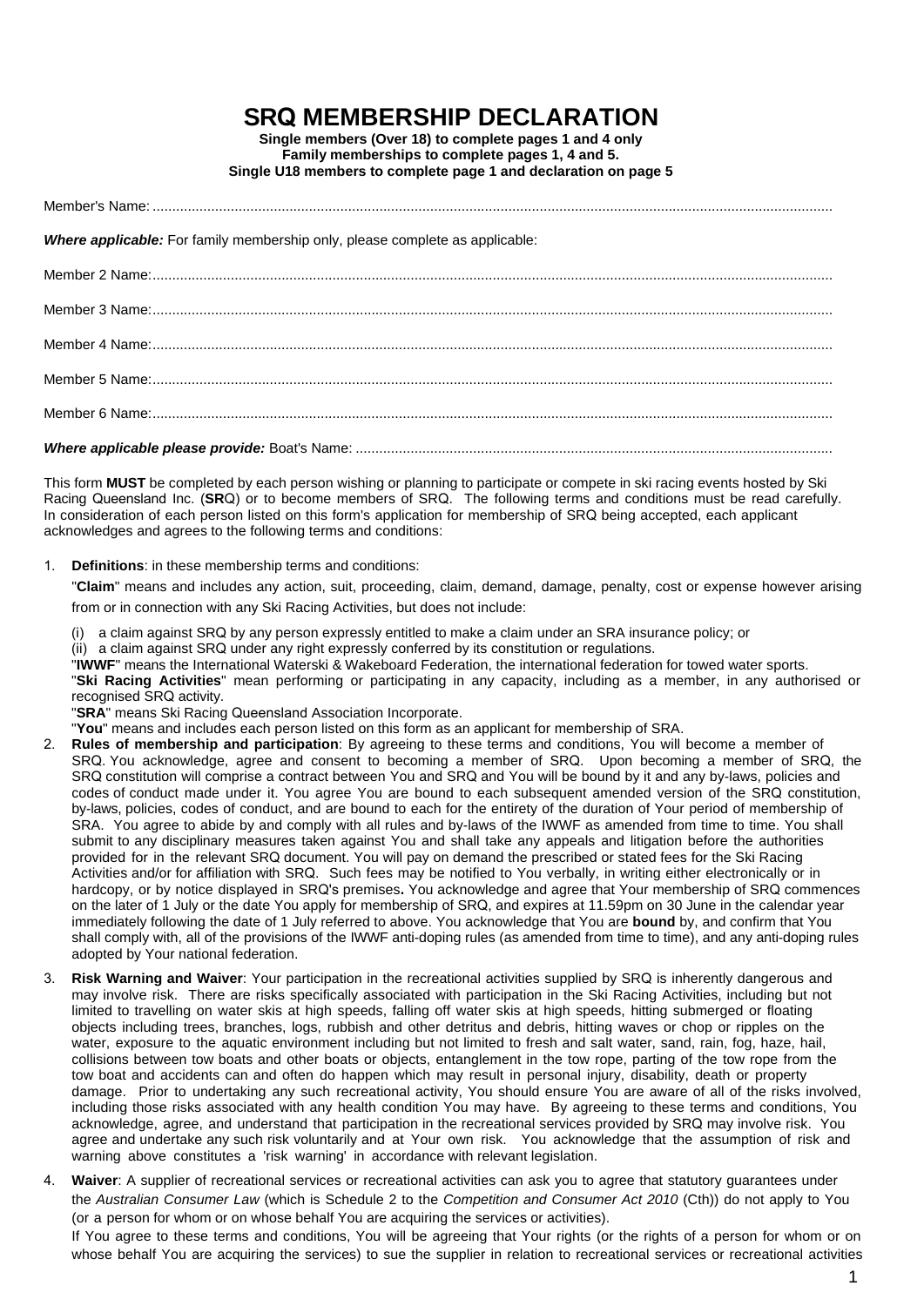# SRQ MEMBERSHIP DECLARATION

**Single members (Over 18) to complete pages 1 and 4 only**
**Family memberships to complete pages 1, 4 and 5.**
**Single U18 members to complete page 1 and declaration on page 5**

Member's Name: ...........................................................................................................................................................

***Where applicable:*** For family membership only, please complete as applicable:

Member 2 Name:...........................................................................................................................................................

Member 3 Name:...........................................................................................................................................................

Member 4 Name:...........................................................................................................................................................

Member 5 Name:...........................................................................................................................................................

Member 6 Name:...........................................................................................................................................................

***Where applicable please provide:*** Boat's Name: .........................................................................................................................

This form **MUST** be completed by each person wishing or planning to participate or compete in ski racing events hosted by Ski Racing Queensland Inc. (**SR**Q) or to become members of SRQ. The following terms and conditions must be read carefully. In consideration of each person listed on this form's application for membership of SRQ being accepted, each applicant acknowledges and agrees to the following terms and conditions:

1. **Definitions**: in these membership terms and conditions:

   "**Claim**" means and includes any action, suit, proceeding, claim, demand, damage, penalty, cost or expense however arising from or in connection with any Ski Racing Activities, but does not include:

   (i) a claim against SRQ by any person expressly entitled to make a claim under an SRA insurance policy; or
   (ii) a claim against SRQ under any right expressly conferred by its constitution or regulations.

   "**IWWF**" means the International Waterski & Wakeboard Federation, the international federation for towed water sports.
   "**Ski Racing Activities**" mean performing or participating in any capacity, including as a member, in any authorised or recognised SRQ activity.
   "**SRA**" means Ski Racing Queensland Association Incorporate.
   "**You**" means and includes each person listed on this form as an applicant for membership of SRA.

2. **Rules of membership and participation**: By agreeing to these terms and conditions, You will become a member of SRQ. You acknowledge, agree and consent to becoming a member of SRQ. Upon becoming a member of SRQ, the SRQ constitution will comprise a contract between You and SRQ and You will be bound by it and any by-laws, policies and codes of conduct made under it. You agree You are bound to each subsequent amended version of the SRQ constitution, by-laws, policies, codes of conduct, and are bound to each for the entirety of the duration of Your period of membership of SRA. You agree to abide by and comply with all rules and by-laws of the IWWF as amended from time to time. You shall submit to any disciplinary measures taken against You and shall take any appeals and litigation before the authorities provided for in the relevant SRQ document. You will pay on demand the prescribed or stated fees for the Ski Racing Activities and/or for affiliation with SRQ. Such fees may be notified to You verbally, in writing either electronically or in hardcopy, or by notice displayed in SRQ's premises**.** You acknowledge and agree that Your membership of SRQ commences on the later of 1 July or the date You apply for membership of SRQ, and expires at 11.59pm on 30 June in the calendar year immediately following the date of 1 July referred to above. You acknowledge that You are **bound** by, and confirm that You shall comply with, all of the provisions of the IWWF anti-doping rules (as amended from time to time), and any anti-doping rules adopted by Your national federation.

3. **Risk Warning and Waiver**: Your participation in the recreational activities supplied by SRQ is inherently dangerous and may involve risk. There are risks specifically associated with participation in the Ski Racing Activities, including but not limited to travelling on water skis at high speeds, falling off water skis at high speeds, hitting submerged or floating objects including trees, branches, logs, rubbish and other detritus and debris, hitting waves or chop or ripples on the water, exposure to the aquatic environment including but not limited to fresh and salt water, sand, rain, fog, haze, hail, collisions between tow boats and other boats or objects, entanglement in the tow rope, parting of the tow rope from the tow boat and accidents can and often do happen which may result in personal injury, disability, death or property damage. Prior to undertaking any such recreational activity, You should ensure You are aware of all of the risks involved, including those risks associated with any health condition You may have. By agreeing to these terms and conditions, You acknowledge, agree, and understand that participation in the recreational services provided by SRQ may involve risk. You agree and undertake any such risk voluntarily and at Your own risk. You acknowledge that the assumption of risk and warning above constitutes a 'risk warning' in accordance with relevant legislation.

4. **Waiver**: A supplier of recreational services or recreational activities can ask you to agree that statutory guarantees under the *Australian Consumer Law* (which is Schedule 2 to the *Competition and Consumer Act 2010* (Cth)) do not apply to You (or a person for whom or on whose behalf You are acquiring the services or activities).

   If You agree to these terms and conditions, You will be agreeing that Your rights (or the rights of a person for whom or on whose behalf You are acquiring the services) to sue the supplier in relation to recreational services or recreational activities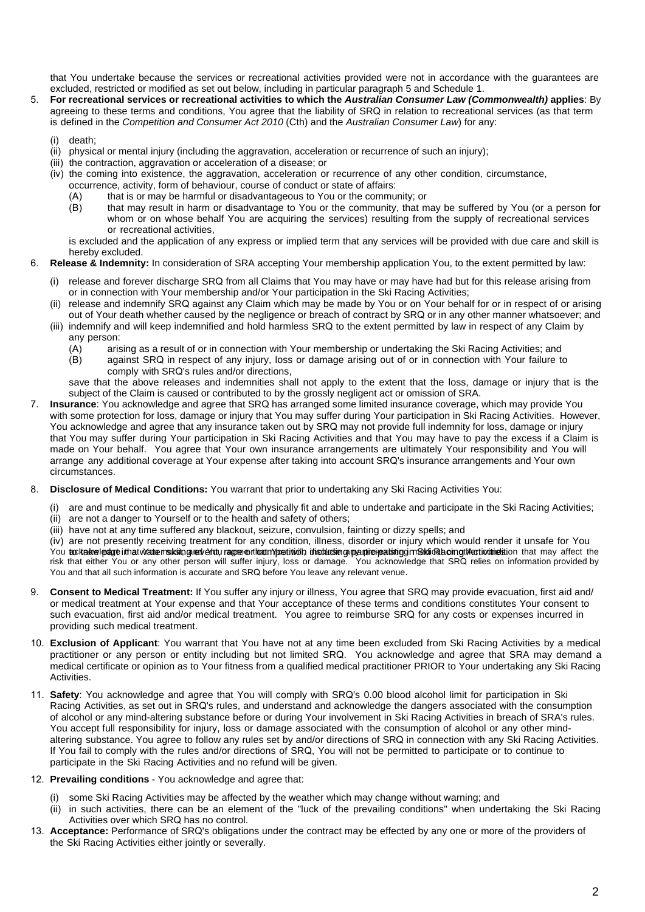that You undertake because the services or recreational activities provided were not in accordance with the guarantees are excluded, restricted or modified as set out below, including in particular paragraph 5 and Schedule 1.

5. **For recreational services or recreational activities to which the *Australian Consumer Law (Commonwealth)* applies**: By agreeing to these terms and conditions, You agree that the liability of SRQ in relation to recreational services (as that term is defined in the *Competition and Consumer Act 2010* (Cth) and the *Australian Consumer Law*) for any:

   (i) death;
   (ii) physical or mental injury (including the aggravation, acceleration or recurrence of such an injury);
   (iii) the contraction, aggravation or acceleration of a disease; or
   (iv) the coming into existence, the aggravation, acceleration or recurrence of any other condition, circumstance, occurrence, activity, form of behaviour, course of conduct or state of affairs:
      (A) that is or may be harmful or disadvantageous to You or the community; or
      (B) that may result in harm or disadvantage to You or the community, that may be suffered by You (or a person for whom or on whose behalf You are acquiring the services) resulting from the supply of recreational services or recreational activities,

   is excluded and the application of any express or implied term that any services will be provided with due care and skill is hereby excluded.

6. **Release & Indemnity:** In consideration of SRA accepting Your membership application You, to the extent permitted by law:

   (i) release and forever discharge SRQ from all Claims that You may have or may have had but for this release arising from or in connection with Your membership and/or Your participation in the Ski Racing Activities;
   (ii) release and indemnify SRQ against any Claim which may be made by You or on Your behalf for or in respect of or arising out of Your death whether caused by the negligence or breach of contract by SRQ or in any other manner whatsoever; and
   (iii) indemnify and will keep indemnified and hold harmless SRQ to the extent permitted by law in respect of any Claim by any person:
      (A) arising as a result of or in connection with Your membership or undertaking the Ski Racing Activities; and
      (B) against SRQ in respect of any injury, loss or damage arising out of or in connection with Your failure to comply with SRQ's rules and/or directions,

   save that the above releases and indemnities shall not apply to the extent that the loss, damage or injury that is the subject of the Claim is caused or contributed to by the grossly negligent act or omission of SRA.

7. **Insurance**: You acknowledge and agree that SRQ has arranged some limited insurance coverage, which may provide You with some protection for loss, damage or injury that You may suffer during Your participation in Ski Racing Activities. However, You acknowledge and agree that any insurance taken out by SRQ may not provide full indemnity for loss, damage or injury that You may suffer during Your participation in Ski Racing Activities and that You may have to pay the excess if a Claim is made on Your behalf. You agree that Your own insurance arrangements are ultimately Your responsibility and You will arrange any additional coverage at Your expense after taking into account SRQ's insurance arrangements and Your own circumstances.

8. **Disclosure of Medical Conditions:** You warrant that prior to undertaking any Ski Racing Activities You:

   (i) are and must continue to be medically and physically fit and able to undertake and participate in the Ski Racing Activities;
   (ii) are not a danger to Yourself or to the health and safety of others;
   (iii) have not at any time suffered any blackout, seizure, convulsion, fainting or dizzy spells; and
   (iv) are not presently receiving treatment for any condition, illness, disorder or injury which would render it unsafe for You to take part in the Ski Racing Activities. You acknowledge that You must disclose any medical condition that may affect the risk that either You or any other person will suffer injury, loss or damage. You acknowledge that SRQ relies on information provided by You and that all such information is accurate and SRQ before You leave any relevant venue.

9. **Consent to Medical Treatment:** If You suffer any injury or illness, You agree that SRQ may provide evacuation, first aid and/ or medical treatment at Your expense and that Your acceptance of these terms and conditions constitutes Your consent to such evacuation, first aid and/or medical treatment. You agree to reimburse SRQ for any costs or expenses incurred in providing such medical treatment.

10. **Exclusion of Applicant**: You warrant that You have not at any time been excluded from Ski Racing Activities by a medical practitioner or any person or entity including but not limited SRQ. You acknowledge and agree that SRA may demand a medical certificate or opinion as to Your fitness from a qualified medical practitioner PRIOR to Your undertaking any Ski Racing Activities.

11. **Safety**: You acknowledge and agree that You will comply with SRQ's 0.00 blood alcohol limit for participation in Ski Racing Activities, as set out in SRQ's rules, and understand and acknowledge the dangers associated with the consumption of alcohol or any mind-altering substance before or during Your involvement in Ski Racing Activities in breach of SRA's rules. You accept full responsibility for injury, loss or damage associated with the consumption of alcohol or any other mind-altering substance. You agree to follow any rules set by and/or directions of SRQ in connection with any Ski Racing Activities. If You fail to comply with the rules and/or directions of SRQ, You will not be permitted to participate or to continue to participate in the Ski Racing Activities and no refund will be given.

12. **Prevailing conditions** - You acknowledge and agree that:

   (i) some Ski Racing Activities may be affected by the weather which may change without warning; and
   (ii) in such activities, there can be an element of the "luck of the prevailing conditions" when undertaking the Ski Racing Activities over which SRQ has no control.

13. **Acceptance:** Performance of SRQ's obligations under the contract may be effected by any one or more of the providers of the Ski Racing Activities either jointly or severally.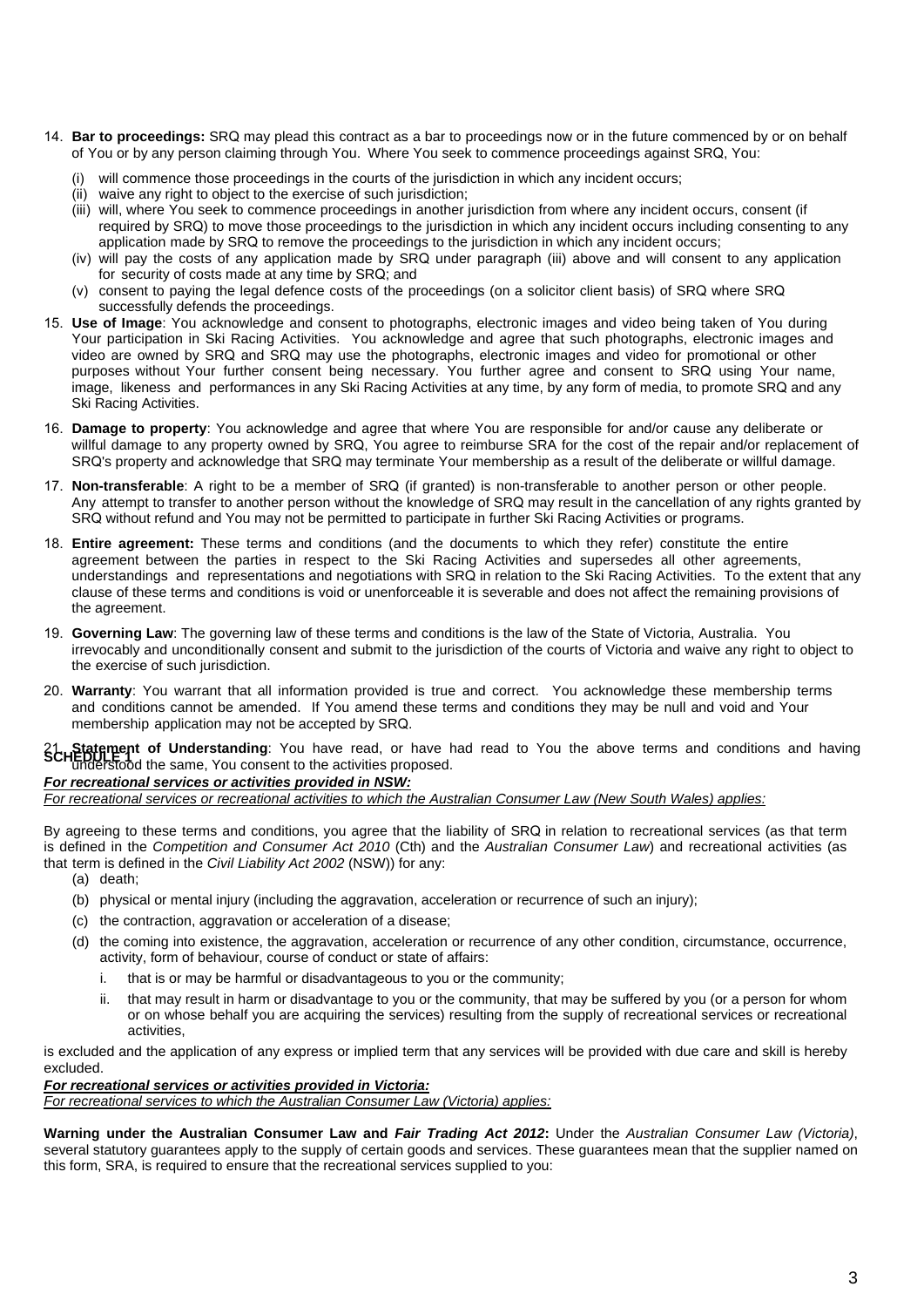14. **Bar to proceedings:** SRQ may plead this contract as a bar to proceedings now or in the future commenced by or on behalf of You or by any person claiming through You. Where You seek to commence proceedings against SRQ, You:
    (i) will commence those proceedings in the courts of the jurisdiction in which any incident occurs;
    (ii) waive any right to object to the exercise of such jurisdiction;
    (iii) will, where You seek to commence proceedings in another jurisdiction from where any incident occurs, consent (if required by SRQ) to move those proceedings to the jurisdiction in which any incident occurs including consenting to any application made by SRQ to remove the proceedings to the jurisdiction in which any incident occurs;
    (iv) will pay the costs of any application made by SRQ under paragraph (iii) above and will consent to any application for security of costs made at any time by SRQ; and
    (v) consent to paying the legal defence costs of the proceedings (on a solicitor client basis) of SRQ where SRQ successfully defends the proceedings.
15. **Use of Image**: You acknowledge and consent to photographs, electronic images and video being taken of You during Your participation in Ski Racing Activities. You acknowledge and agree that such photographs, electronic images and video are owned by SRQ and SRQ may use the photographs, electronic images and video for promotional or other purposes without Your further consent being necessary. You further agree and consent to SRQ using Your name, image, likeness and performances in any Ski Racing Activities at any time, by any form of media, to promote SRQ and any Ski Racing Activities.
16. **Damage to property**: You acknowledge and agree that where You are responsible for and/or cause any deliberate or willful damage to any property owned by SRQ, You agree to reimburse SRA for the cost of the repair and/or replacement of SRQ's property and acknowledge that SRQ may terminate Your membership as a result of the deliberate or willful damage.
17. **Non-transferable**: A right to be a member of SRQ (if granted) is non-transferable to another person or other people. Any attempt to transfer to another person without the knowledge of SRQ may result in the cancellation of any rights granted by SRQ without refund and You may not be permitted to participate in further Ski Racing Activities or programs.
18. **Entire agreement:** These terms and conditions (and the documents to which they refer) constitute the entire agreement between the parties in respect to the Ski Racing Activities and supersedes all other agreements, understandings and representations and negotiations with SRQ in relation to the Ski Racing Activities. To the extent that any clause of these terms and conditions is void or unenforceable it is severable and does not affect the remaining provisions of the agreement.
19. **Governing Law**: The governing law of these terms and conditions is the law of the State of Victoria, Australia. You irrevocably and unconditionally consent and submit to the jurisdiction of the courts of Victoria and waive any right to object to the exercise of such jurisdiction.
20. **Warranty**: You warrant that all information provided is true and correct. You acknowledge these membership terms and conditions cannot be amended. If You amend these terms and conditions they may be null and void and Your membership application may not be accepted by SRQ.
21. **Statement of Understanding**: You have read, or have had read to You the above terms and conditions and having understood the same, You consent to the activities proposed.

**SCHEDULE 1**

***For recreational services or activities provided in NSW:***

*For recreational services or recreational activities to which the Australian Consumer Law (New South Wales) applies:*

By agreeing to these terms and conditions, you agree that the liability of SRQ in relation to recreational services (as that term is defined in the *Competition and Consumer Act 2010* (Cth) and the *Australian Consumer Law*) and recreational activities (as that term is defined in the *Civil Liability Act 2002* (NSW)) for any:

(a) death;

(b) physical or mental injury (including the aggravation, acceleration or recurrence of such an injury);

(c) the contraction, aggravation or acceleration of a disease;

(d) the coming into existence, the aggravation, acceleration or recurrence of any other condition, circumstance, occurrence, activity, form of behaviour, course of conduct or state of affairs:

   i. that is or may be harmful or disadvantageous to you or the community;

   ii. that may result in harm or disadvantage to you or the community, that may be suffered by you (or a person for whom or on whose behalf you are acquiring the services) resulting from the supply of recreational services or recreational activities,

is excluded and the application of any express or implied term that any services will be provided with due care and skill is hereby excluded.

***For recreational services or activities provided in Victoria:***

*For recreational services to which the Australian Consumer Law (Victoria) applies:*

**Warning under the Australian Consumer Law and *Fair Trading Act 2012*:** Under the *Australian Consumer Law (Victoria)*, several statutory guarantees apply to the supply of certain goods and services. These guarantees mean that the supplier named on this form, SRA, is required to ensure that the recreational services supplied to you: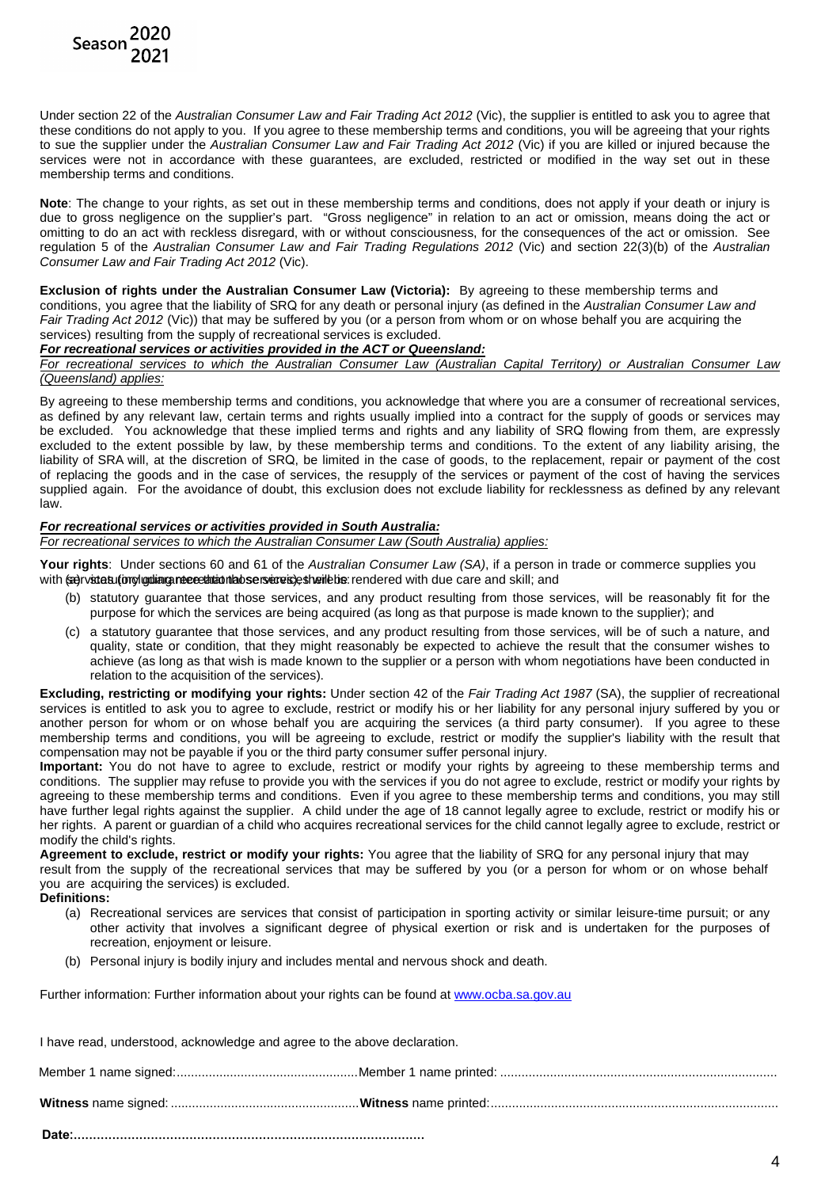Under section 22 of the *Australian Consumer Law and Fair Trading Act 2012* (Vic), the supplier is entitled to ask you to agree that these conditions do not apply to you. If you agree to these membership terms and conditions, you will be agreeing that your rights to sue the supplier under the *Australian Consumer Law and Fair Trading Act 2012* (Vic) if you are killed or injured because the services were not in accordance with these guarantees, are excluded, restricted or modified in the way set out in these membership terms and conditions.

**Note**: The change to your rights, as set out in these membership terms and conditions, does not apply if your death or injury is due to gross negligence on the supplier's part. "Gross negligence" in relation to an act or omission, means doing the act or omitting to do an act with reckless disregard, with or without consciousness, for the consequences of the act or omission. See regulation 5 of the *Australian Consumer Law and Fair Trading Regulations 2012* (Vic) and section 22(3)(b) of the *Australian Consumer Law and Fair Trading Act 2012* (Vic).

**Exclusion of rights under the Australian Consumer Law (Victoria):** By agreeing to these membership terms and conditions, you agree that the liability of SRQ for any death or personal injury (as defined in the *Australian Consumer Law and Fair Trading Act 2012* (Vic)) that may be suffered by you (or a person from whom or on whose behalf you are acquiring the services) resulting from the supply of recreational services is excluded.

***For recreational services or activities provided in the ACT or Queensland:***

*For recreational services to which the Australian Consumer Law (Australian Capital Territory) or Australian Consumer Law (Queensland) applies:*

By agreeing to these membership terms and conditions, you acknowledge that where you are a consumer of recreational services, as defined by any relevant law, certain terms and rights usually implied into a contract for the supply of goods or services may be excluded. You acknowledge that these implied terms and rights and any liability of SRQ flowing from them, are expressly excluded to the extent possible by law, by these membership terms and conditions. To the extent of any liability arising, the liability of SRA will, at the discretion of SRQ, be limited in the case of goods, to the replacement, repair or payment of the cost of replacing the goods and in the case of services, the resupply of the services or payment of the cost of having the services supplied again. For the avoidance of doubt, this exclusion does not exclude liability for recklessness as defined by any relevant law.

***For recreational services or activities provided in South Australia:***

*For recreational services to which the Australian Consumer Law (South Australia) applies:*

**Your rights**: Under sections 60 and 61 of the *Australian Consumer Law (SA)*, if a person in trade or commerce supplies you with services (including recreational services), there is:
(a) statutory guarantee that those services will be rendered with due care and skill; and

(b) statutory guarantee that those services, and any product resulting from those services, will be reasonably fit for the purpose for which the services are being acquired (as long as that purpose is made known to the supplier); and

(c) a statutory guarantee that those services, and any product resulting from those services, will be of such a nature, and quality, state or condition, that they might reasonably be expected to achieve the result that the consumer wishes to achieve (as long as that wish is made known to the supplier or a person with whom negotiations have been conducted in relation to the acquisition of the services).

**Excluding, restricting or modifying your rights:** Under section 42 of the *Fair Trading Act 1987* (SA), the supplier of recreational services is entitled to ask you to agree to exclude, restrict or modify his or her liability for any personal injury suffered by you or another person for whom or on whose behalf you are acquiring the services (a third party consumer). If you agree to these membership terms and conditions, you will be agreeing to exclude, restrict or modify the supplier's liability with the result that compensation may not be payable if you or the third party consumer suffer personal injury.

**Important:** You do not have to agree to exclude, restrict or modify your rights by agreeing to these membership terms and conditions. The supplier may refuse to provide you with the services if you do not agree to exclude, restrict or modify your rights by agreeing to these membership terms and conditions. Even if you agree to these membership terms and conditions, you may still have further legal rights against the supplier. A child under the age of 18 cannot legally agree to exclude, restrict or modify his or her rights. A parent or guardian of a child who acquires recreational services for the child cannot legally agree to exclude, restrict or modify the child's rights.

**Agreement to exclude, restrict or modify your rights:** You agree that the liability of SRQ for any personal injury that may result from the supply of the recreational services that may be suffered by you (or a person for whom or on whose behalf you are acquiring the services) is excluded.

**Definitions:**

(a) Recreational services are services that consist of participation in sporting activity or similar leisure-time pursuit; or any other activity that involves a significant degree of physical exertion or risk and is undertaken for the purposes of recreation, enjoyment or leisure.

(b) Personal injury is bodily injury and includes mental and nervous shock and death.

Further information: Further information about your rights can be found at [www.ocba.sa.gov.au](www.ocba.sa.gov.au)

I have read, understood, acknowledge and agree to the above declaration.

Member 1 name signed:................................................... Member 1 name printed: .............................................................................

**Witness** name signed: ..................................................... **Witness** name printed:.................................................................................

**Date:............................................................................................**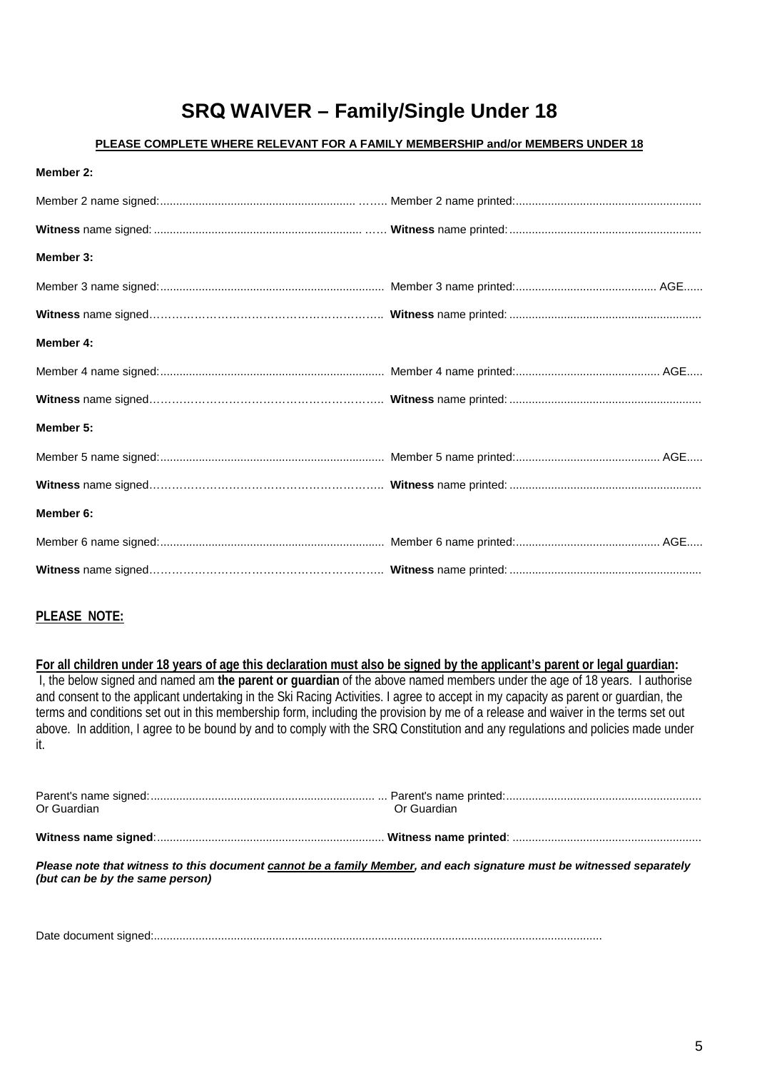# SRQ WAIVER – Family/Single Under 18

**PLEASE COMPLETE WHERE RELEVANT FOR A FAMILY MEMBERSHIP and/or MEMBERS UNDER 18**

**Member 2:**

Member 2 name signed:....................................................................... Member 2 name printed:..........................................................

**Witness** name signed:................................................................. **Witness** name printed:...........................................................

**Member 3:**

Member 3 name signed:..................................................................... Member 3 name printed:............................................ AGE......

**Witness** name signed…………………………………………………….. **Witness** name printed:...........................................................

**Member 4:**

Member 4 name signed:..................................................................... Member 4 name printed:............................................ AGE.....

**Witness** name signed…………………………………………………….. **Witness** name printed:...........................................................

**Member 5:**

Member 5 name signed:..................................................................... Member 5 name printed:............................................ AGE.....

**Witness** name signed…………………………………………………….. **Witness** name printed:...........................................................

**Member 6:**

Member 6 name signed:..................................................................... Member 6 name printed:............................................ AGE.....

**Witness** name signed…………………………………………………….. **Witness** name printed:...........................................................

**PLEASE NOTE:**

**For all children under 18 years of age this declaration must also be signed by the applicant's parent or legal guardian:**
I, the below signed and named am **the parent or guardian** of the above named members under the age of 18 years. I authorise and consent to the applicant undertaking in the Ski Racing Activities. I agree to accept in my capacity as parent or guardian, the terms and conditions set out in this membership form, including the provision by me of a release and waiver in the terms set out above. In addition, I agree to be bound by and to comply with the SRQ Constitution and any regulations and policies made under it.

Parent's name signed:...................................................................... ... Parent's name printed:............................................................
Or Guardian Or Guardian

**Witness name signed**:...................................................................... **Witness name printed**: ..........................................................

***Please note that witness to this document cannot be a family Member, and each signature must be witnessed separately (but can be by the same person)***

Date document signed:..........................................................................................................................................